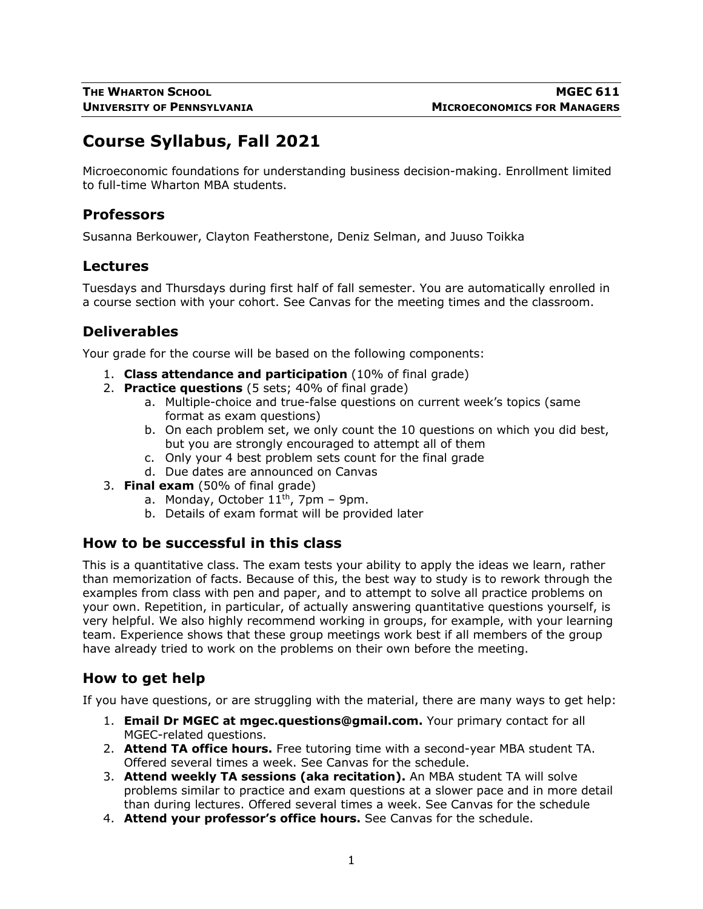**THE WHARTON SCHOOL**
**UNIVERSITY OF PENNSYLVANIA**

**MGEC 611**
**MICROECONOMICS FOR MANAGERS**

# Course Syllabus, Fall 2021

Microeconomic foundations for understanding business decision-making. Enrollment limited to full-time Wharton MBA students.

## Professors

Susanna Berkouwer, Clayton Featherstone, Deniz Selman, and Juuso Toikka

## Lectures

Tuesdays and Thursdays during first half of fall semester. You are automatically enrolled in a course section with your cohort. See Canvas for the meeting times and the classroom.

## Deliverables

Your grade for the course will be based on the following components:

1. **Class attendance and participation** (10% of final grade)
2. **Practice questions** (5 sets; 40% of final grade)
   a. Multiple-choice and true-false questions on current week's topics (same format as exam questions)
   b. On each problem set, we only count the 10 questions on which you did best, but you are strongly encouraged to attempt all of them
   c. Only your 4 best problem sets count for the final grade
   d. Due dates are announced on Canvas
3. **Final exam** (50% of final grade)
   a. Monday, October 11th, 7pm – 9pm.
   b. Details of exam format will be provided later

## How to be successful in this class

This is a quantitative class. The exam tests your ability to apply the ideas we learn, rather than memorization of facts. Because of this, the best way to study is to rework through the examples from class with pen and paper, and to attempt to solve all practice problems on your own. Repetition, in particular, of actually answering quantitative questions yourself, is very helpful. We also highly recommend working in groups, for example, with your learning team. Experience shows that these group meetings work best if all members of the group have already tried to work on the problems on their own before the meeting.

## How to get help

If you have questions, or are struggling with the material, there are many ways to get help:

1. **Email Dr MGEC at mgec.questions@gmail.com.** Your primary contact for all MGEC-related questions.
2. **Attend TA office hours.** Free tutoring time with a second-year MBA student TA. Offered several times a week. See Canvas for the schedule.
3. **Attend weekly TA sessions (aka recitation).** An MBA student TA will solve problems similar to practice and exam questions at a slower pace and in more detail than during lectures. Offered several times a week. See Canvas for the schedule
4. **Attend your professor's office hours.** See Canvas for the schedule.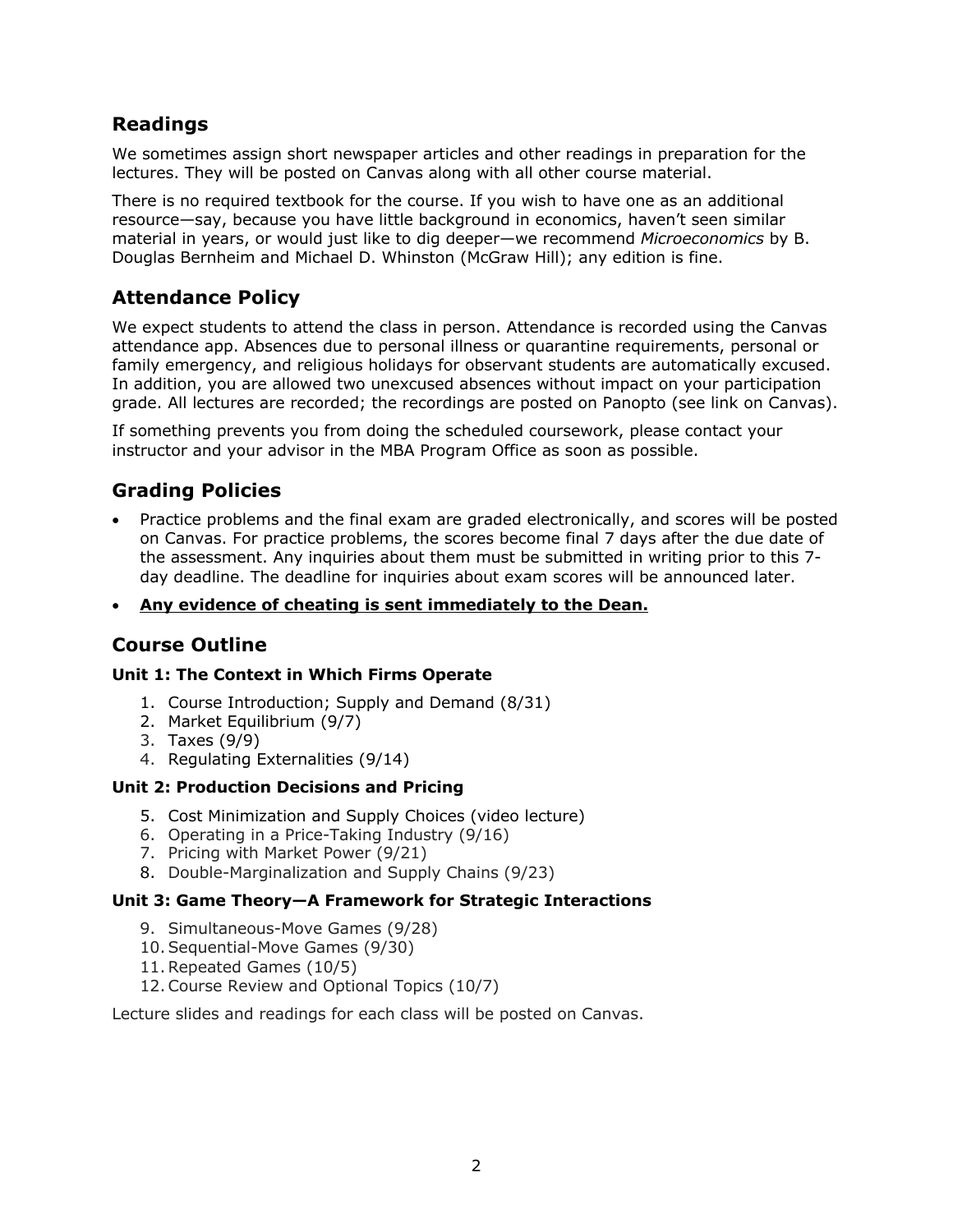## Readings

We sometimes assign short newspaper articles and other readings in preparation for the lectures. They will be posted on Canvas along with all other course material.

There is no required textbook for the course. If you wish to have one as an additional resource—say, because you have little background in economics, haven't seen similar material in years, or would just like to dig deeper—we recommend *Microeconomics* by B. Douglas Bernheim and Michael D. Whinston (McGraw Hill); any edition is fine.

## Attendance Policy

We expect students to attend the class in person. Attendance is recorded using the Canvas attendance app. Absences due to personal illness or quarantine requirements, personal or family emergency, and religious holidays for observant students are automatically excused. In addition, you are allowed two unexcused absences without impact on your participation grade. All lectures are recorded; the recordings are posted on Panopto (see link on Canvas).

If something prevents you from doing the scheduled coursework, please contact your instructor and your advisor in the MBA Program Office as soon as possible.

## Grading Policies

- Practice problems and the final exam are graded electronically, and scores will be posted on Canvas. For practice problems, the scores become final 7 days after the due date of the assessment. Any inquiries about them must be submitted in writing prior to this 7-day deadline. The deadline for inquiries about exam scores will be announced later.
- **Any evidence of cheating is sent immediately to the Dean.**

## Course Outline

#### Unit 1: The Context in Which Firms Operate

1. Course Introduction; Supply and Demand (8/31)
2. Market Equilibrium (9/7)
3. Taxes (9/9)
4. Regulating Externalities (9/14)

#### Unit 2: Production Decisions and Pricing

5. Cost Minimization and Supply Choices (video lecture)
6. Operating in a Price-Taking Industry (9/16)
7. Pricing with Market Power (9/21)
8. Double-Marginalization and Supply Chains (9/23)

#### Unit 3: Game Theory—A Framework for Strategic Interactions

9. Simultaneous-Move Games (9/28)
10. Sequential-Move Games (9/30)
11. Repeated Games (10/5)
12. Course Review and Optional Topics (10/7)

Lecture slides and readings for each class will be posted on Canvas.